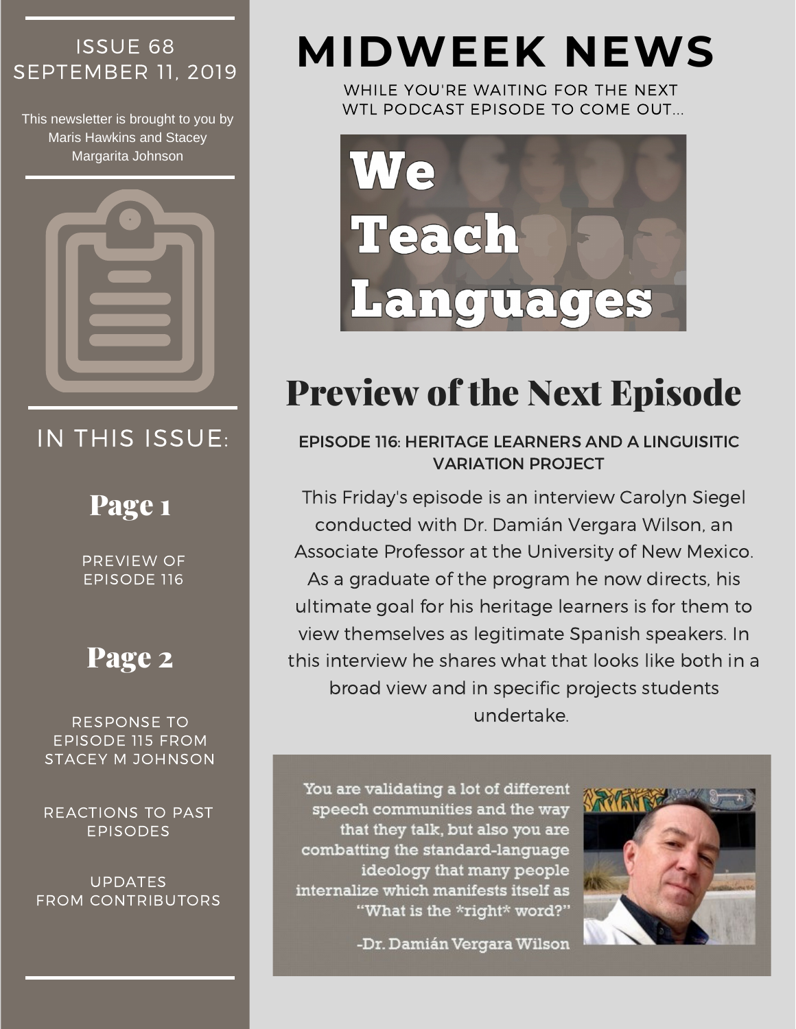# MIDWEEK NEWS

WHILE YOU'RE WAITING FOR THE NEXT WTL PODCAST EPISODE TO COME OUT...

We Teach Languages

ISSUE 68
SEPTEMBER 11, 2019

This newsletter is brought to you by Maris Hawkins and Stacey Margarita Johnson

## IN THIS ISSUE:

### Page 1

PREVIEW OF EPISODE 116

### Page 2

RESPONSE TO EPISODE 115 FROM STACEY M JOHNSON

REACTIONS TO PAST EPISODES

UPDATES FROM CONTRIBUTORS

## Preview of the Next Episode

### EPISODE 116: HERITAGE LEARNERS AND A LINGUISITIC VARIATION PROJECT

This Friday's episode is an interview Carolyn Siegel conducted with Dr. Damián Vergara Wilson, an Associate Professor at the University of New Mexico. As a graduate of the program he now directs, his ultimate goal for his heritage learners is for them to view themselves as legitimate Spanish speakers. In this interview he shares what that looks like both in a broad view and in specific projects students undertake.

> You are validating a lot of different speech communities and the way that they talk, but also you are combatting the standard-language ideology that many people internalize which manifests itself as "What is the *right* word?"
>
> -Dr. Damián Vergara Wilson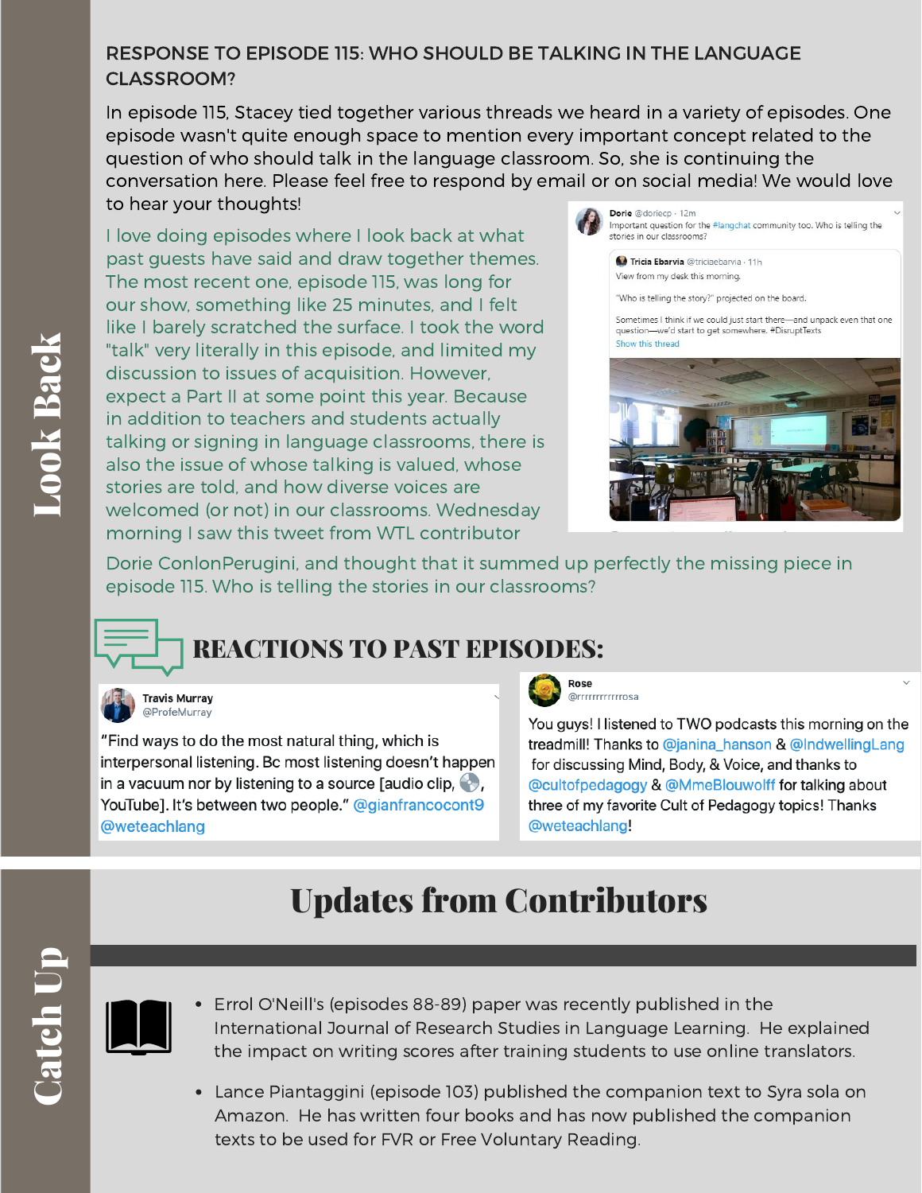Look Back

## RESPONSE TO EPISODE 115: WHO SHOULD BE TALKING IN THE LANGUAGE CLASSROOM?

In episode 115, Stacey tied together various threads we heard in a variety of episodes. One episode wasn't quite enough space to mention every important concept related to the question of who should talk in the language classroom. So, she is continuing the conversation here. Please feel free to respond by email or on social media! We would love to hear your thoughts!

I love doing episodes where I look back at what past guests have said and draw together themes. The most recent one, episode 115, was long for our show, something like 25 minutes, and I felt like I barely scratched the surface. I took the word "talk" very literally in this episode, and limited my discussion to issues of acquisition. However, expect a Part II at some point this year. Because in addition to teachers and students actually talking or signing in language classrooms, there is also the issue of whose talking is valued, whose stories are told, and how diverse voices are welcomed (or not) in our classrooms. Wednesday morning I saw this tweet from WTL contributor Dorie ConlonPerugini, and thought that it summed up perfectly the missing piece in episode 115. Who is telling the stories in our classrooms?

Dorie @doriecp · 12m
Important question for the #langchat community too. Who is telling the stories in our classrooms?

> Tricia Ebarvia @triciaebarvia · 11h
> View from my desk this morning.
>
> "Who is telling the story?" projected on the board.
>
> Sometimes I think if we could just start there—and unpack even that one question—we'd start to get somewhere. #DisruptTexts
>
> Show this thread

## REACTIONS TO PAST EPISODES:

Travis Murray
@ProfeMurray

"Find ways to do the most natural thing, which is interpersonal listening. Bc most listening doesn't happen in a vacuum nor by listening to a source [audio clip, 💿, YouTube]. It's between two people." @gianfrancocont9 @weteachlang

Rose
@rrrrrrrrrrrrrosa

You guys! I listened to TWO podcasts this morning on the treadmill! Thanks to @janina_hanson & @IndwellingLang for discussing Mind, Body, & Voice, and thanks to @cultofpedagogy & @MmeBlouwolff for talking about three of my favorite Cult of Pedagogy topics! Thanks @weteachlang!

Catch Up

# Updates from Contributors

- Errol O'Neill's (episodes 88-89) paper was recently published in the International Journal of Research Studies in Language Learning. He explained the impact on writing scores after training students to use online translators.
- Lance Piantaggini (episode 103) published the companion text to Syra sola on Amazon. He has written four books and has now published the companion texts to be used for FVR or Free Voluntary Reading.